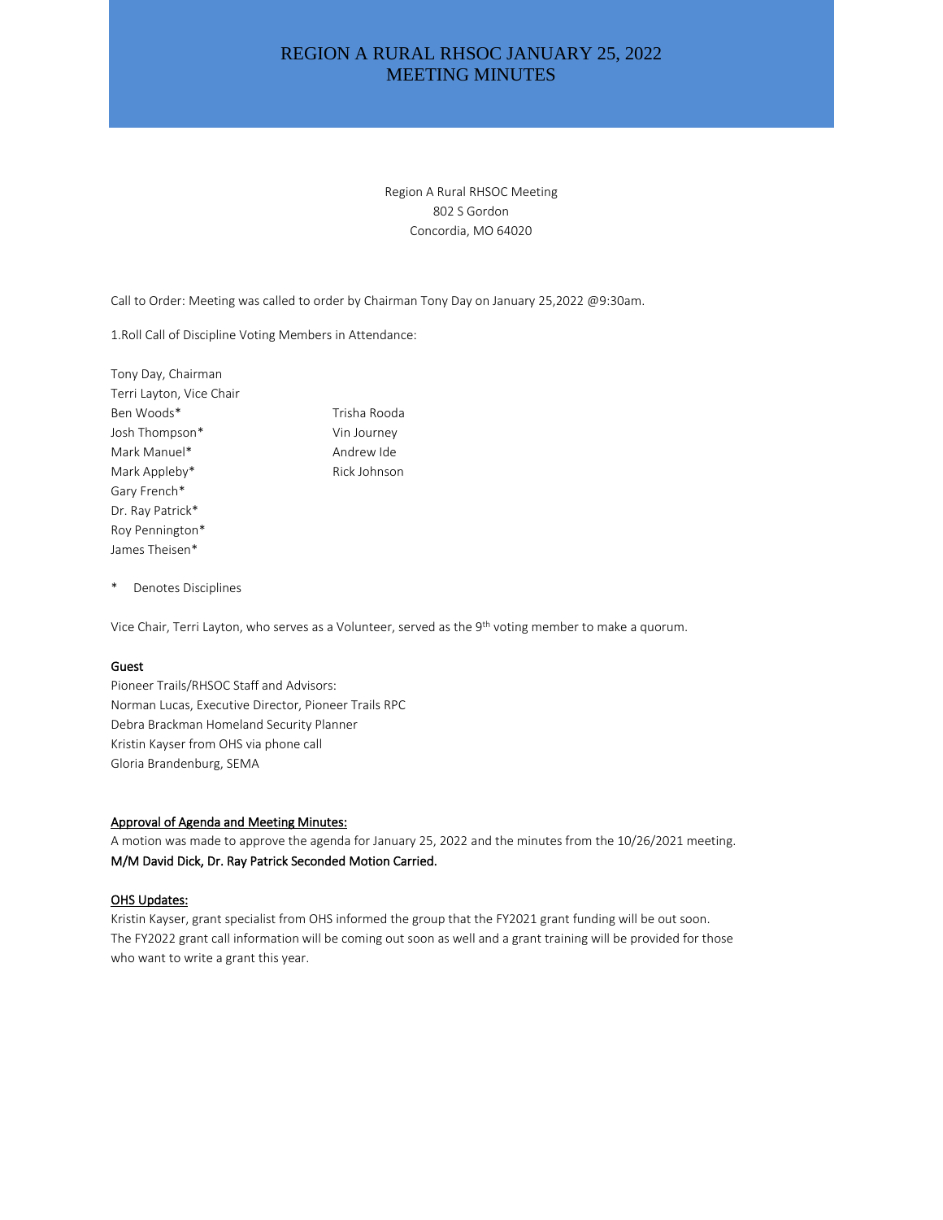# REGION A RURAL RHSOC JANUARY 25, 2022 MEETING MINUTES

Region A Rural RHSOC Meeting
802 S Gordon
Concordia, MO 64020

Call to Order: Meeting was called to order by Chairman Tony Day on January 25,2022 @9:30am.

1.Roll Call of Discipline Voting Members in Attendance:

Tony Day, Chairman
Terri Layton, Vice Chair
Ben Woods*
Josh Thompson*
Mark Manuel*
Mark Appleby*
Gary French*
Dr. Ray Patrick*
Roy Pennington*
James Theisen*

Trisha Rooda
Vin Journey
Andrew Ide
Rick Johnson

\* Denotes Disciplines

Vice Chair, Terri Layton, who serves as a Volunteer, served as the 9th voting member to make a quorum.

**Guest**

Pioneer Trails/RHSOC Staff and Advisors:
Norman Lucas, Executive Director, Pioneer Trails RPC
Debra Brackman Homeland Security Planner
Kristin Kayser from OHS via phone call
Gloria Brandenburg, SEMA

**Approval of Agenda and Meeting Minutes:**

A motion was made to approve the agenda for January 25, 2022 and the minutes from the 10/26/2021 meeting.
**M/M David Dick, Dr. Ray Patrick Seconded Motion Carried.**

**OHS Updates:**

Kristin Kayser, grant specialist from OHS informed the group that the FY2021 grant funding will be out soon. The FY2022 grant call information will be coming out soon as well and a grant training will be provided for those who want to write a grant this year.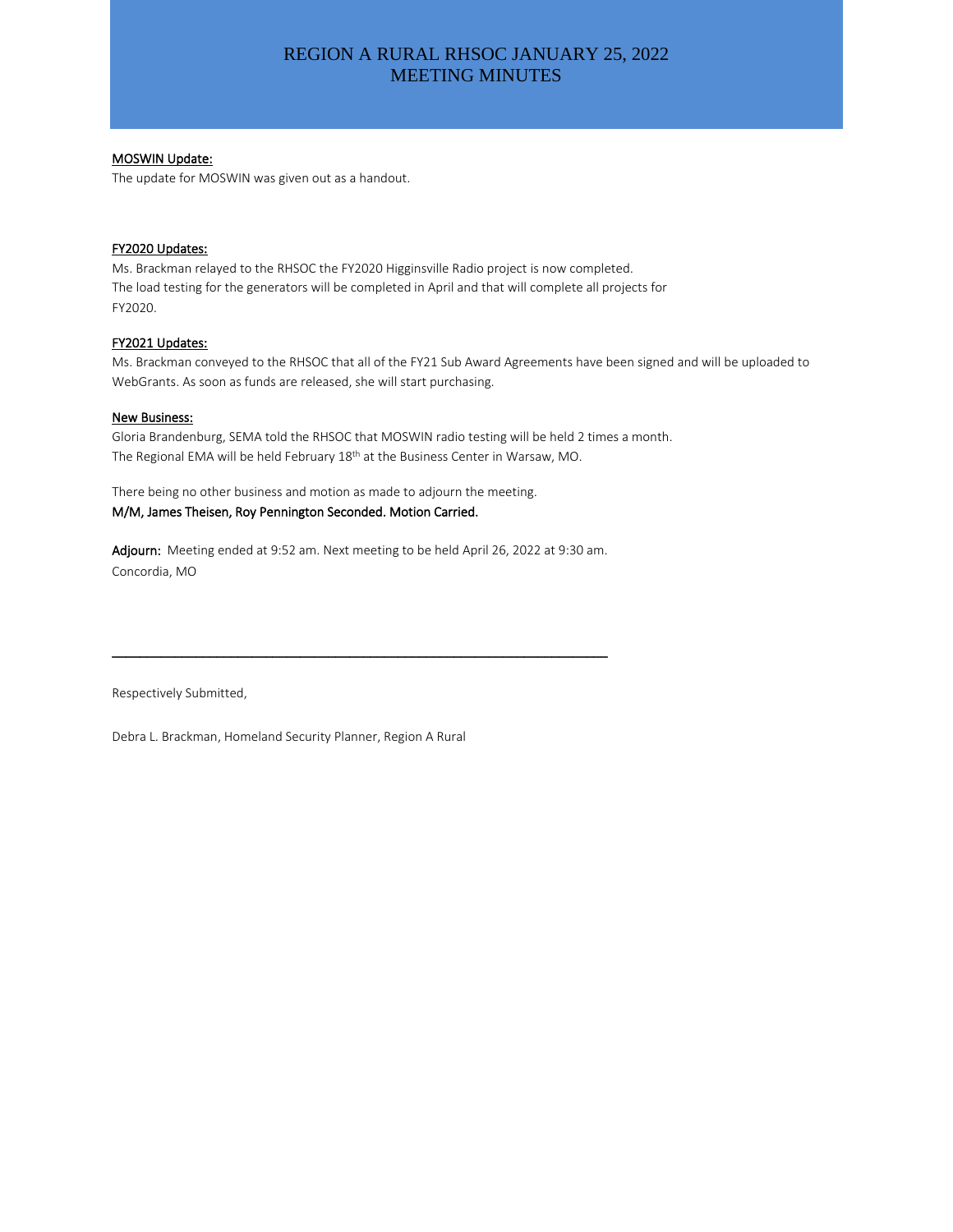# REGION A RURAL RHSOC JANUARY 25, 2022 MEETING MINUTES

**MOSWIN Update:**

The update for MOSWIN was given out as a handout.

**FY2020 Updates:**

Ms. Brackman relayed to the RHSOC the FY2020 Higginsville Radio project is now completed. The load testing for the generators will be completed in April and that will complete all projects for FY2020.

**FY2021 Updates:**

Ms. Brackman conveyed to the RHSOC that all of the FY21 Sub Award Agreements have been signed and will be uploaded to WebGrants. As soon as funds are released, she will start purchasing.

**New Business:**

Gloria Brandenburg, SEMA told the RHSOC that MOSWIN radio testing will be held 2 times a month. The Regional EMA will be held February 18th at the Business Center in Warsaw, MO.

There being no other business and motion as made to adjourn the meeting.

**M/M, James Theisen, Roy Pennington Seconded. Motion Carried.**

**Adjourn:** Meeting ended at 9:52 am. Next meeting to be held April 26, 2022 at 9:30 am. Concordia, MO

\_\_\_\_\_\_\_\_\_\_\_\_\_\_\_\_\_\_\_\_\_\_\_\_\_\_\_\_\_\_\_\_\_\_\_\_\_\_\_\_\_\_\_\_\_\_\_\_\_\_\_\_\_\_\_\_\_\_\_\_\_\_\_\_\_\_

Respectively Submitted,

Debra L. Brackman, Homeland Security Planner, Region A Rural